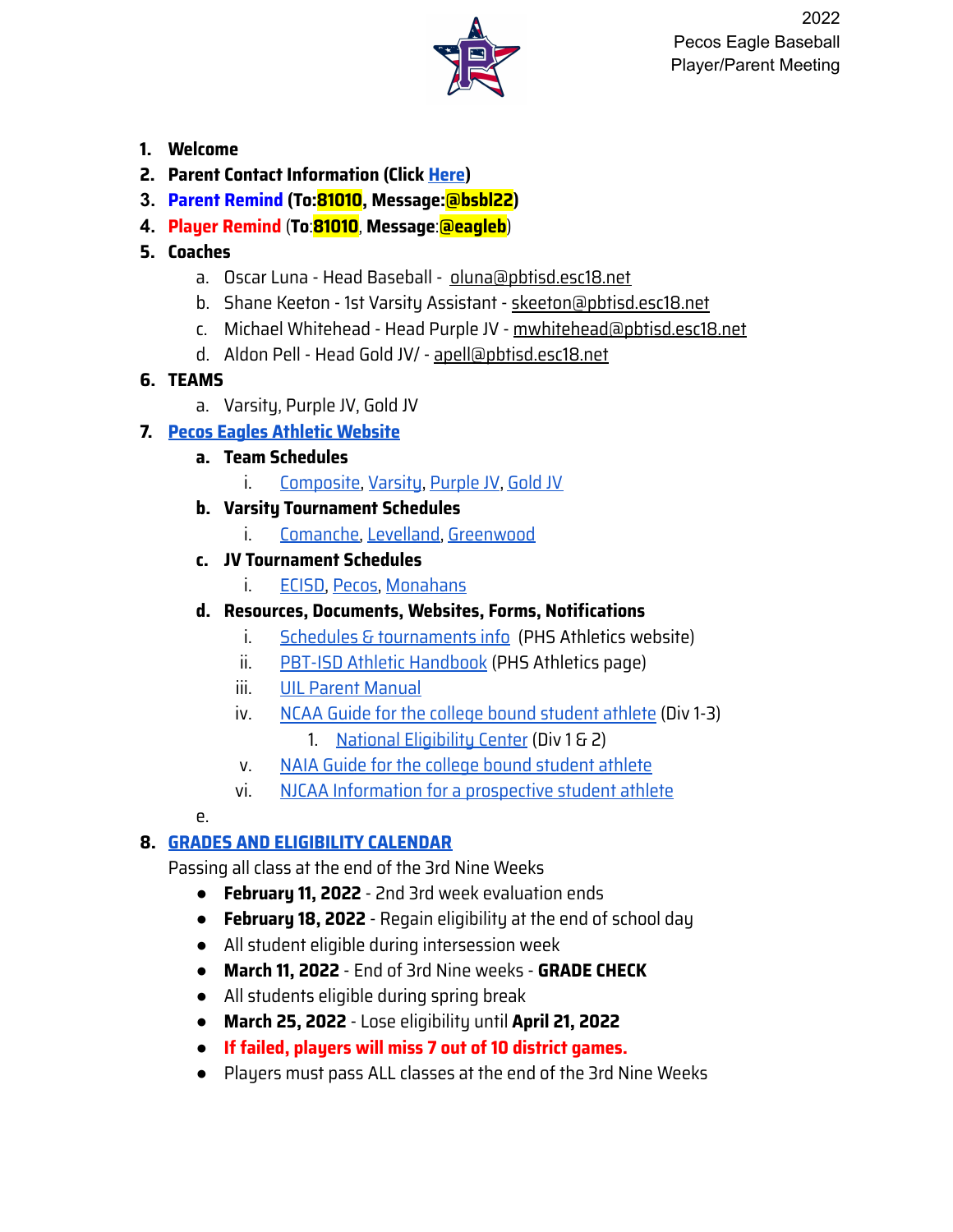2022
Pecos Eagle Baseball
Player/Parent Meeting

1. **Welcome**
2. **Parent Contact Information (Click Here)**
3. **Parent Remind (To:81010, Message:@bsbl22)**
4. **Player Remind (To:81010, Message:@eagleb)**
5. **Coaches**
   a. Oscar Luna - Head Baseball - oluna@pbtisd.esc18.net
   b. Shane Keeton - 1st Varsity Assistant - skeeton@pbtisd.esc18.net
   c. Michael Whitehead - Head Purple JV - mwhitehead@pbtisd.esc18.net
   d. Aldon Pell - Head Gold JV/ - apell@pbtisd.esc18.net
6. **TEAMS**
   a. Varsity, Purple JV, Gold JV
7. **Pecos Eagles Athletic Website**
   a. **Team Schedules**
      i. Composite, Varsity, Purple JV, Gold JV
   b. **Varsity Tournament Schedules**
      i. Comanche, Levelland, Greenwood
   c. **JV Tournament Schedules**
      i. ECISD, Pecos, Monahans
   d. **Resources, Documents, Websites, Forms, Notifications**
      i. Schedules & tournaments info (PHS Athletics website)
      ii. PBT-ISD Athletic Handbook (PHS Athletics page)
      iii. UIL Parent Manual
      iv. NCAA Guide for the college bound student athlete (Div 1-3)
         1. National Eligibility Center (Div 1 & 2)
      v. NAIA Guide for the college bound student athlete
      vi. NJCAA Information for a prospective student athlete
   e.
8. **GRADES AND ELIGIBILITY CALENDAR**
   Passing all class at the end of the 3rd Nine Weeks
   - **February 11, 2022** - 2nd 3rd week evaluation ends
   - **February 18, 2022** - Regain eligibility at the end of school day
   - All student eligible during intersession week
   - **March 11, 2022** - End of 3rd Nine weeks - **GRADE CHECK**
   - All students eligible during spring break
   - **March 25, 2022** - Lose eligibility until **April 21, 2022**
   - **If failed, players will miss 7 out of 10 district games.**
   - Players must pass ALL classes at the end of the 3rd Nine Weeks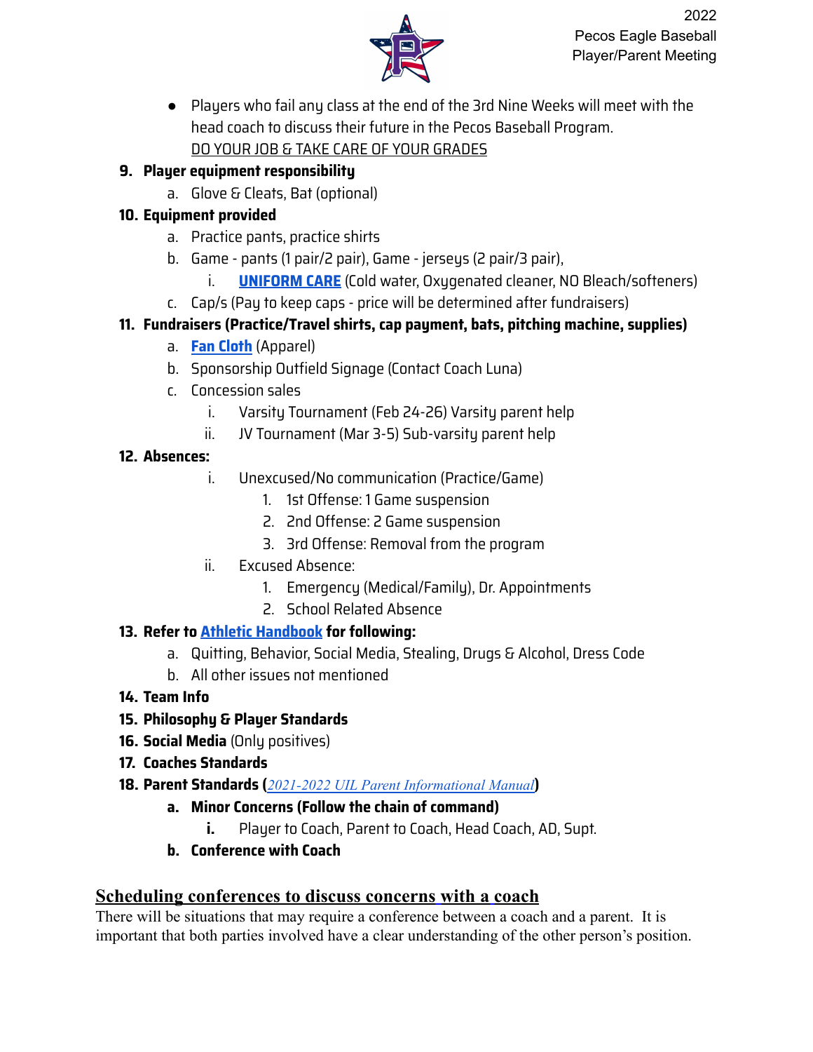- Players who fail any class at the end of the 3rd Nine Weeks will meet with the head coach to discuss their future in the Pecos Baseball Program. <u>DO YOUR JOB & TAKE CARE OF YOUR GRADES</u>

9. **Player equipment responsibility**
   a. Glove & Cleats, Bat (optional)
10. **Equipment provided**
    a. Practice pants, practice shirts
    b. Game - pants (1 pair/2 pair), Game - jerseys (2 pair/3 pair),
       i. **UNIFORM CARE** (Cold water, Oxygenated cleaner, NO Bleach/softeners)
    c. Cap/s (Pay to keep caps - price will be determined after fundraisers)
11. **Fundraisers (Practice/Travel shirts, cap payment, bats, pitching machine, supplies)**
    a. **Fan Cloth** (Apparel)
    b. Sponsorship Outfield Signage (Contact Coach Luna)
    c. Concession sales
       i. Varsity Tournament (Feb 24-26) Varsity parent help
       ii. JV Tournament (Mar 3-5) Sub-varsity parent help
12. **Absences:**
    i. Unexcused/No communication (Practice/Game)
       1. 1st Offense: 1 Game suspension
       2. 2nd Offense: 2 Game suspension
       3. 3rd Offense: Removal from the program
    ii. Excused Absence:
       1. Emergency (Medical/Family), Dr. Appointments
       2. School Related Absence
13. **Refer to Athletic Handbook for following:**
    a. Quitting, Behavior, Social Media, Stealing, Drugs & Alcohol, Dress Code
    b. All other issues not mentioned
14. **Team Info**
15. **Philosophy & Player Standards**
16. **Social Media** (Only positives)
17. **Coaches Standards**
18. **Parent Standards (*2021-2022 UIL Parent Informational Manual*)**
    a. **Minor Concerns (Follow the chain of command)**
       i. Player to Coach, Parent to Coach, Head Coach, AD, Supt.
    b. **Conference with Coach**

## Scheduling conferences to discuss concerns with a coach

There will be situations that may require a conference between a coach and a parent. It is important that both parties involved have a clear understanding of the other person's position.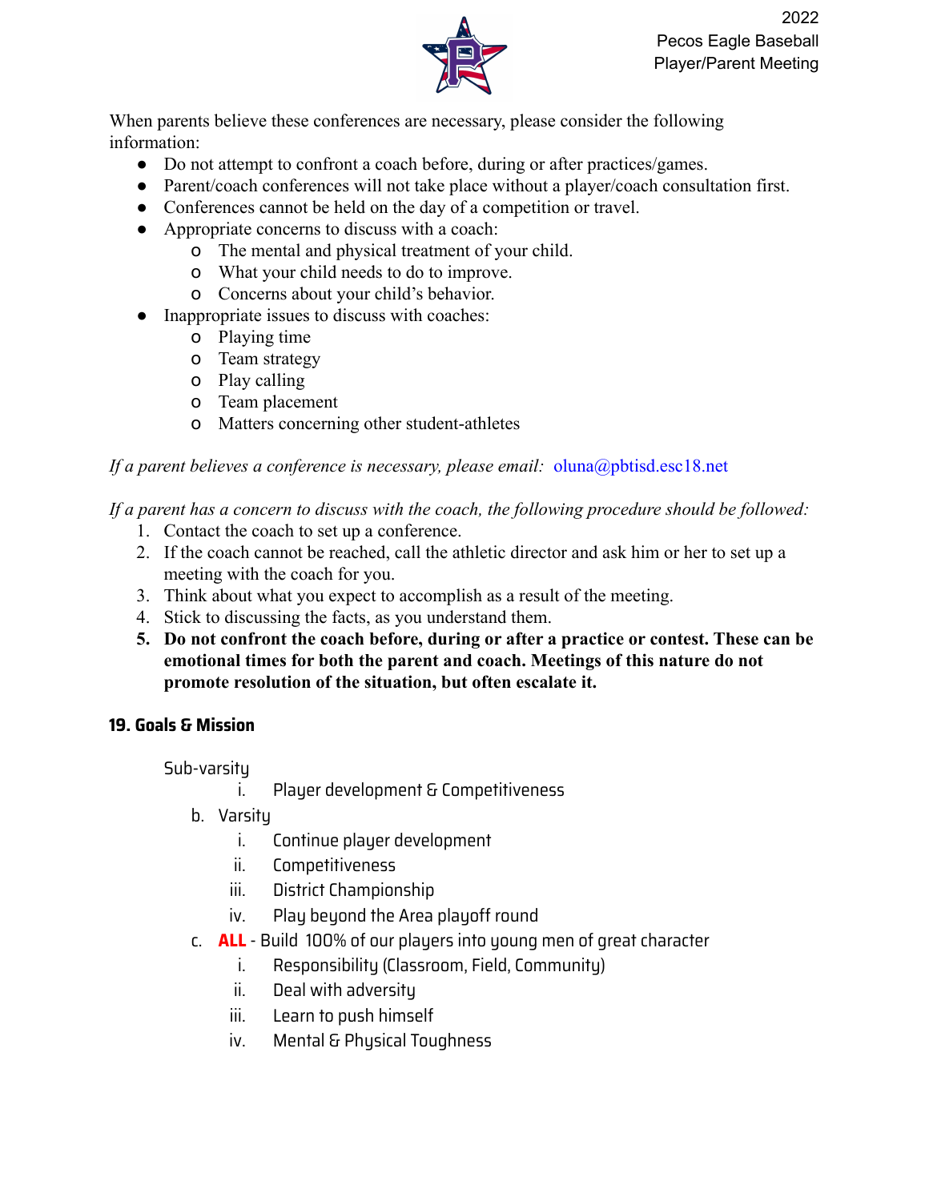When parents believe these conferences are necessary, please consider the following information:

- Do not attempt to confront a coach before, during or after practices/games.
- Parent/coach conferences will not take place without a player/coach consultation first.
- Conferences cannot be held on the day of a competition or travel.
- Appropriate concerns to discuss with a coach:
    - The mental and physical treatment of your child.
    - What your child needs to do to improve.
    - Concerns about your child's behavior.
- Inappropriate issues to discuss with coaches:
    - Playing time
    - Team strategy
    - Play calling
    - Team placement
    - Matters concerning other student-athletes

*If a parent believes a conference is necessary, please email:* oluna@pbtisd.esc18.net

*If a parent has a concern to discuss with the coach, the following procedure should be followed:*

1. Contact the coach to set up a conference.
2. If the coach cannot be reached, call the athletic director and ask him or her to set up a meeting with the coach for you.
3. Think about what you expect to accomplish as a result of the meeting.
4. Stick to discussing the facts, as you understand them.
5. **Do not confront the coach before, during or after a practice or contest. These can be emotional times for both the parent and coach. Meetings of this nature do not promote resolution of the situation, but often escalate it.**

### 19. Goals & Mission

Sub-varsity
  i. Player development & Competitiveness

b. Varsity
  i. Continue player development
  ii. Competitiveness
  iii. District Championship
  iv. Play beyond the Area playoff round

c. **ALL** - Build 100% of our players into young men of great character
  i. Responsibility (Classroom, Field, Community)
  ii. Deal with adversity
  iii. Learn to push himself
  iv. Mental & Physical Toughness